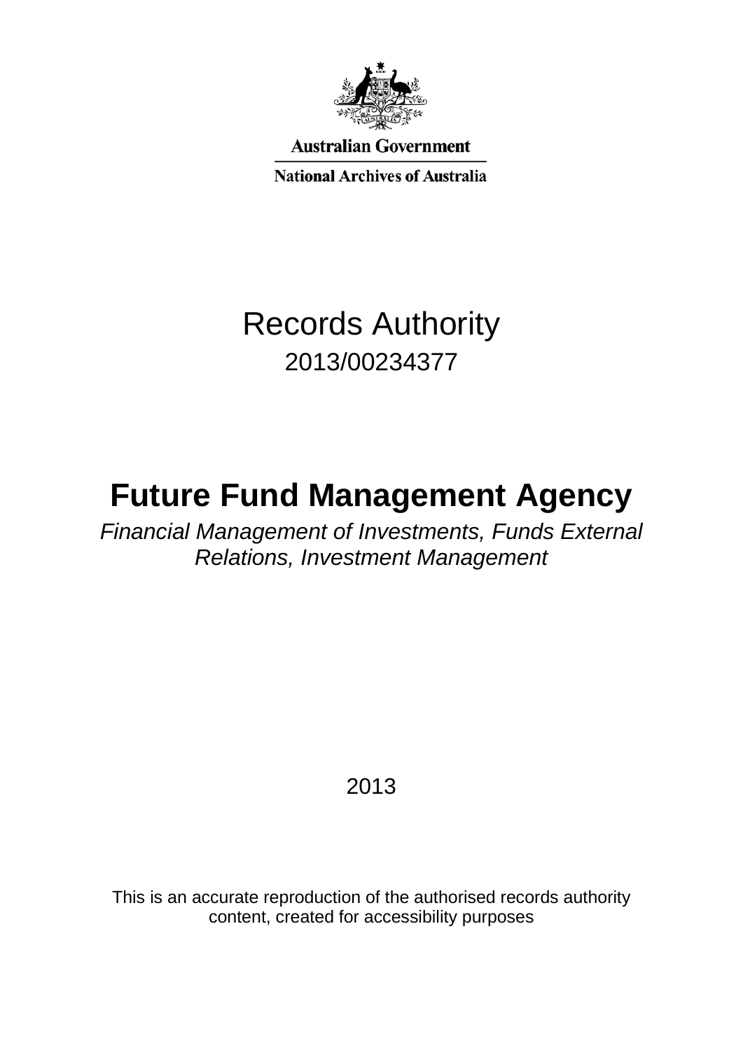Australian Government

National Archives of Australia

# Records Authority

2013/00234377

# Future Fund Management Agency

*Financial Management of Investments, Funds External Relations, Investment Management*

2013

This is an accurate reproduction of the authorised records authority content, created for accessibility purposes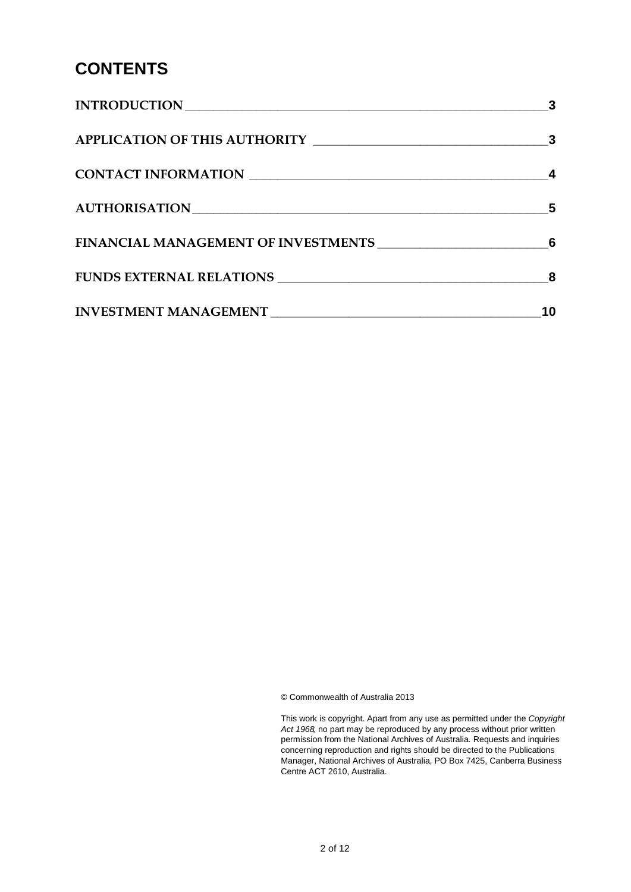# CONTENTS

| | |
|---|---|
| INTRODUCTION | 3 |
| APPLICATION OF THIS AUTHORITY | 3 |
| CONTACT INFORMATION | 4 |
| AUTHORISATION | 5 |
| FINANCIAL MANAGEMENT OF INVESTMENTS | 6 |
| FUNDS EXTERNAL RELATIONS | 8 |
| INVESTMENT MANAGEMENT | 10 |

© Commonwealth of Australia 2013

This work is copyright. Apart from any use as permitted under the *Copyright Act 1968*, no part may be reproduced by any process without prior written permission from the National Archives of Australia. Requests and inquiries concerning reproduction and rights should be directed to the Publications Manager, National Archives of Australia, PO Box 7425, Canberra Business Centre ACT 2610, Australia.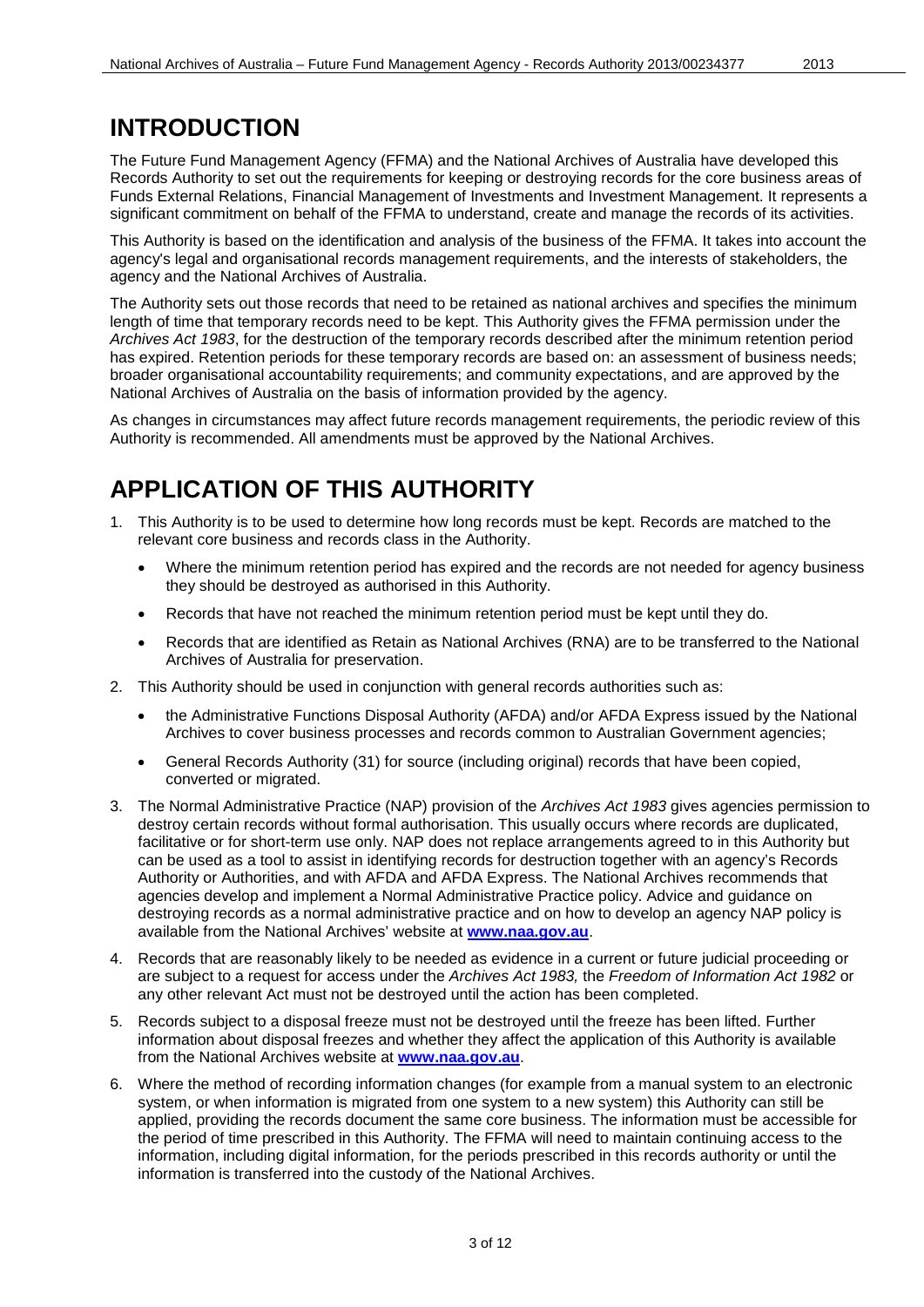# INTRODUCTION

The Future Fund Management Agency (FFMA) and the National Archives of Australia have developed this Records Authority to set out the requirements for keeping or destroying records for the core business areas of Funds External Relations, Financial Management of Investments and Investment Management. It represents a significant commitment on behalf of the FFMA to understand, create and manage the records of its activities.

This Authority is based on the identification and analysis of the business of the FFMA. It takes into account the agency's legal and organisational records management requirements, and the interests of stakeholders, the agency and the National Archives of Australia.

The Authority sets out those records that need to be retained as national archives and specifies the minimum length of time that temporary records need to be kept. This Authority gives the FFMA permission under the *Archives Act 1983*, for the destruction of the temporary records described after the minimum retention period has expired. Retention periods for these temporary records are based on: an assessment of business needs; broader organisational accountability requirements; and community expectations, and are approved by the National Archives of Australia on the basis of information provided by the agency.

As changes in circumstances may affect future records management requirements, the periodic review of this Authority is recommended. All amendments must be approved by the National Archives.

# APPLICATION OF THIS AUTHORITY

1. This Authority is to be used to determine how long records must be kept. Records are matched to the relevant core business and records class in the Authority.
   - Where the minimum retention period has expired and the records are not needed for agency business they should be destroyed as authorised in this Authority.
   - Records that have not reached the minimum retention period must be kept until they do.
   - Records that are identified as Retain as National Archives (RNA) are to be transferred to the National Archives of Australia for preservation.
2. This Authority should be used in conjunction with general records authorities such as:
   - the Administrative Functions Disposal Authority (AFDA) and/or AFDA Express issued by the National Archives to cover business processes and records common to Australian Government agencies;
   - General Records Authority (31) for source (including original) records that have been copied, converted or migrated.
3. The Normal Administrative Practice (NAP) provision of the *Archives Act 1983* gives agencies permission to destroy certain records without formal authorisation. This usually occurs where records are duplicated, facilitative or for short-term use only. NAP does not replace arrangements agreed to in this Authority but can be used as a tool to assist in identifying records for destruction together with an agency's Records Authority or Authorities, and with AFDA and AFDA Express. The National Archives recommends that agencies develop and implement a Normal Administrative Practice policy. Advice and guidance on destroying records as a normal administrative practice and on how to develop an agency NAP policy is available from the National Archives' website at **www.naa.gov.au**.
4. Records that are reasonably likely to be needed as evidence in a current or future judicial proceeding or are subject to a request for access under the *Archives Act 1983,* the *Freedom of Information Act 1982* or any other relevant Act must not be destroyed until the action has been completed.
5. Records subject to a disposal freeze must not be destroyed until the freeze has been lifted. Further information about disposal freezes and whether they affect the application of this Authority is available from the National Archives website at **www.naa.gov.au**.
6. Where the method of recording information changes (for example from a manual system to an electronic system, or when information is migrated from one system to a new system) this Authority can still be applied, providing the records document the same core business. The information must be accessible for the period of time prescribed in this Authority. The FFMA will need to maintain continuing access to the information, including digital information, for the periods prescribed in this records authority or until the information is transferred into the custody of the National Archives.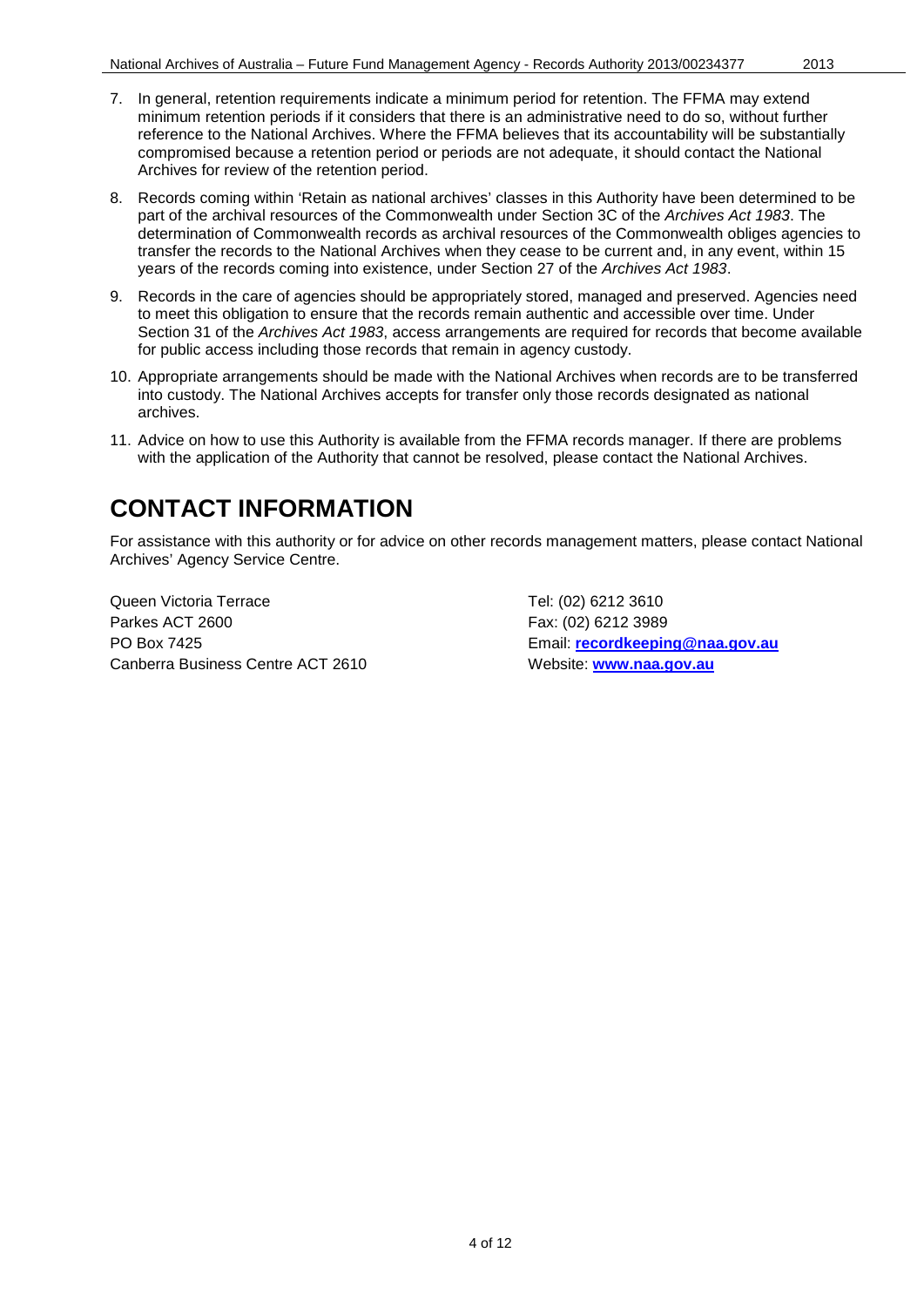7. In general, retention requirements indicate a minimum period for retention. The FFMA may extend minimum retention periods if it considers that there is an administrative need to do so, without further reference to the National Archives. Where the FFMA believes that its accountability will be substantially compromised because a retention period or periods are not adequate, it should contact the National Archives for review of the retention period.

8. Records coming within 'Retain as national archives' classes in this Authority have been determined to be part of the archival resources of the Commonwealth under Section 3C of the *Archives Act 1983*. The determination of Commonwealth records as archival resources of the Commonwealth obliges agencies to transfer the records to the National Archives when they cease to be current and, in any event, within 15 years of the records coming into existence, under Section 27 of the *Archives Act 1983*.

9. Records in the care of agencies should be appropriately stored, managed and preserved. Agencies need to meet this obligation to ensure that the records remain authentic and accessible over time. Under Section 31 of the *Archives Act 1983*, access arrangements are required for records that become available for public access including those records that remain in agency custody.

10. Appropriate arrangements should be made with the National Archives when records are to be transferred into custody. The National Archives accepts for transfer only those records designated as national archives.

11. Advice on how to use this Authority is available from the FFMA records manager. If there are problems with the application of the Authority that cannot be resolved, please contact the National Archives.

# CONTACT INFORMATION

For assistance with this authority or for advice on other records management matters, please contact National Archives' Agency Service Centre.

Queen Victoria Terrace
Parkes ACT 2600
PO Box 7425
Canberra Business Centre ACT 2610

Tel: (02) 6212 3610
Fax: (02) 6212 3989
Email: **recordkeeping@naa.gov.au**
Website: **www.naa.gov.au**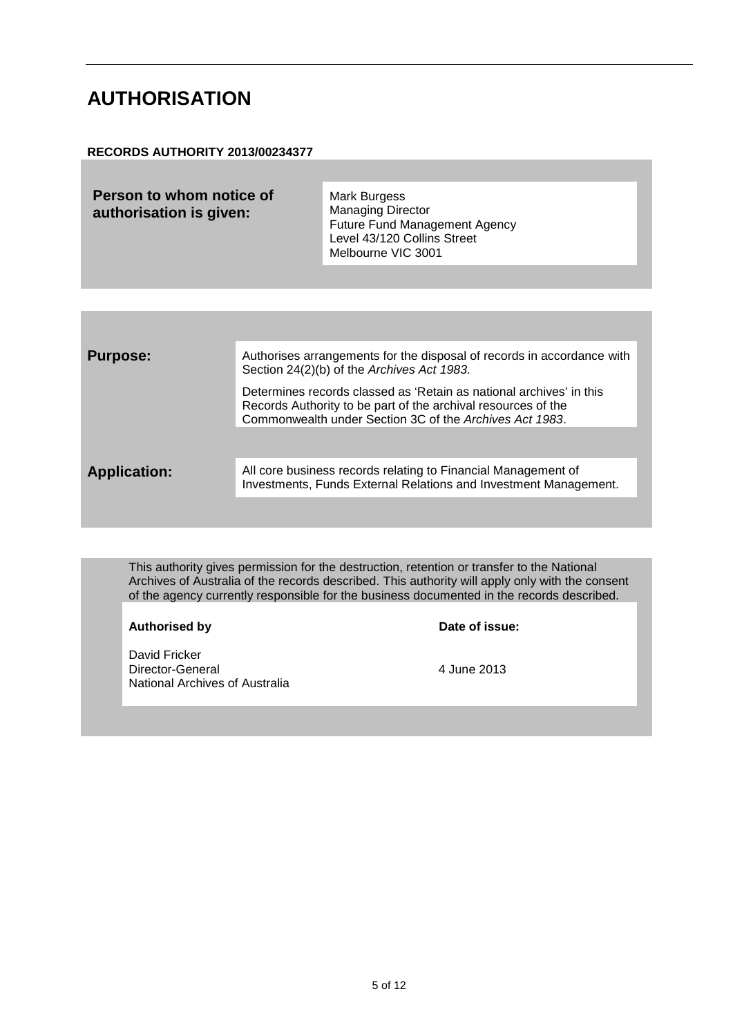# AUTHORISATION

**RECORDS AUTHORITY 2013/00234377**

| | |
|---|---|
| **Person to whom notice of authorisation is given:** | Mark Burgess<br>Managing Director<br>Future Fund Management Agency<br>Level 43/120 Collins Street<br>Melbourne VIC 3001 |

| | |
|---|---|
| **Purpose:** | Authorises arrangements for the disposal of records in accordance with Section 24(2)(b) of the *Archives Act 1983.*<br><br>Determines records classed as 'Retain as national archives' in this Records Authority to be part of the archival resources of the Commonwealth under Section 3C of the *Archives Act 1983*. |
| **Application:** | All core business records relating to Financial Management of Investments, Funds External Relations and Investment Management. |

This authority gives permission for the destruction, retention or transfer to the National Archives of Australia of the records described. This authority will apply only with the consent of the agency currently responsible for the business documented in the records described.

| **Authorised by** | **Date of issue:** |
|---|---|
| David Fricker<br>Director-General<br>National Archives of Australia | 4 June 2013 |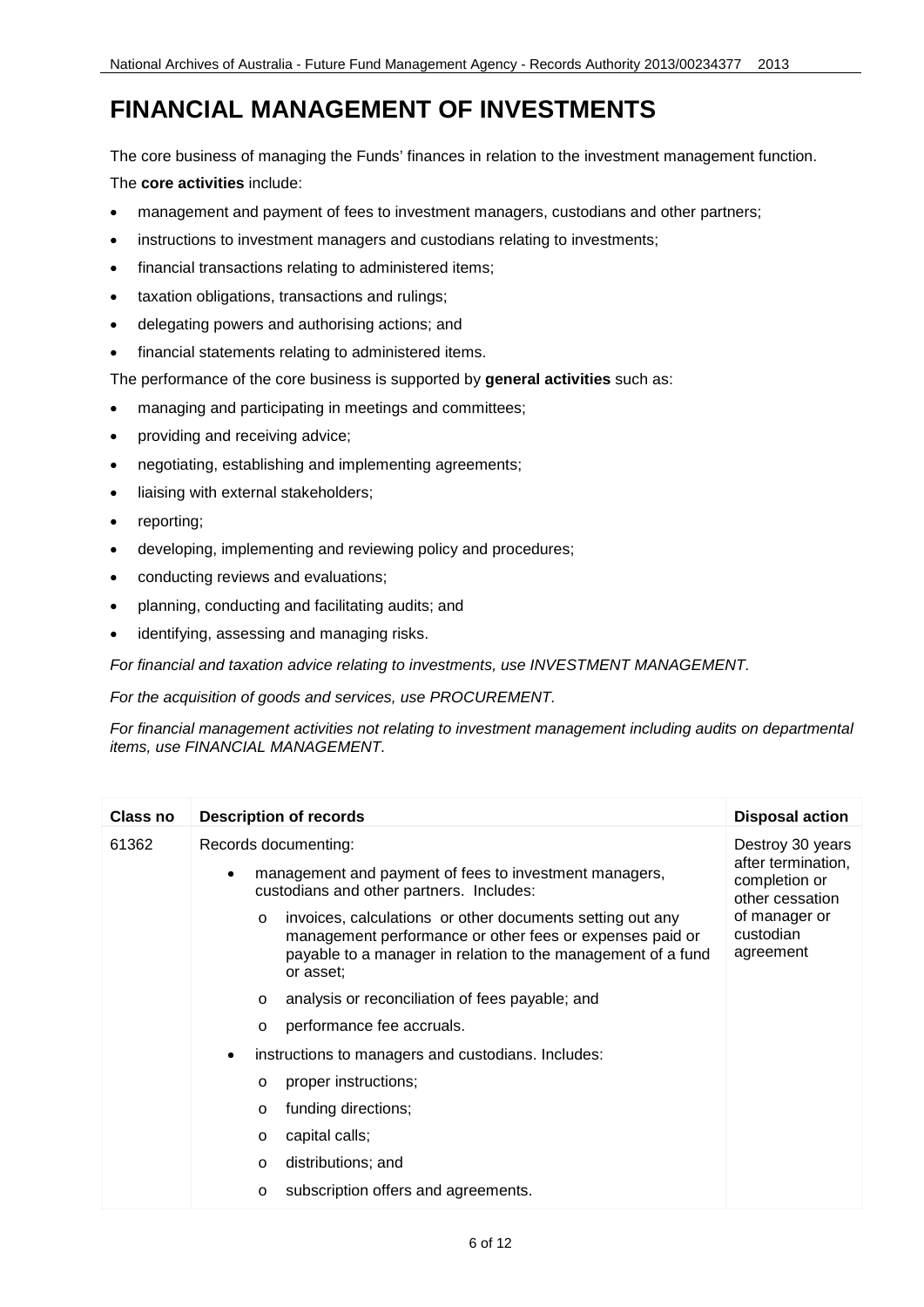# FINANCIAL MANAGEMENT OF INVESTMENTS

The core business of managing the Funds' finances in relation to the investment management function.

The **core activities** include:

- management and payment of fees to investment managers, custodians and other partners;
- instructions to investment managers and custodians relating to investments;
- financial transactions relating to administered items;
- taxation obligations, transactions and rulings;
- delegating powers and authorising actions; and
- financial statements relating to administered items.

The performance of the core business is supported by **general activities** such as:

- managing and participating in meetings and committees;
- providing and receiving advice;
- negotiating, establishing and implementing agreements;
- liaising with external stakeholders;
- reporting;
- developing, implementing and reviewing policy and procedures;
- conducting reviews and evaluations;
- planning, conducting and facilitating audits; and
- identifying, assessing and managing risks.

*For financial and taxation advice relating to investments, use INVESTMENT MANAGEMENT.*

*For the acquisition of goods and services, use PROCUREMENT.*

*For financial management activities not relating to investment management including audits on departmental items, use FINANCIAL MANAGEMENT.*

| Class no | Description of records | Disposal action |
|---|---|---|
| 61362 | Records documenting:<br>• management and payment of fees to investment managers, custodians and other partners. Includes:<br>  o invoices, calculations or other documents setting out any management performance or other fees or expenses paid or payable to a manager in relation to the management of a fund or asset;<br>  o analysis or reconciliation of fees payable; and<br>  o performance fee accruals.<br>• instructions to managers and custodians. Includes:<br>  o proper instructions;<br>  o funding directions;<br>  o capital calls;<br>  o distributions; and<br>  o subscription offers and agreements. | Destroy 30 years after termination, completion or other cessation of manager or custodian agreement |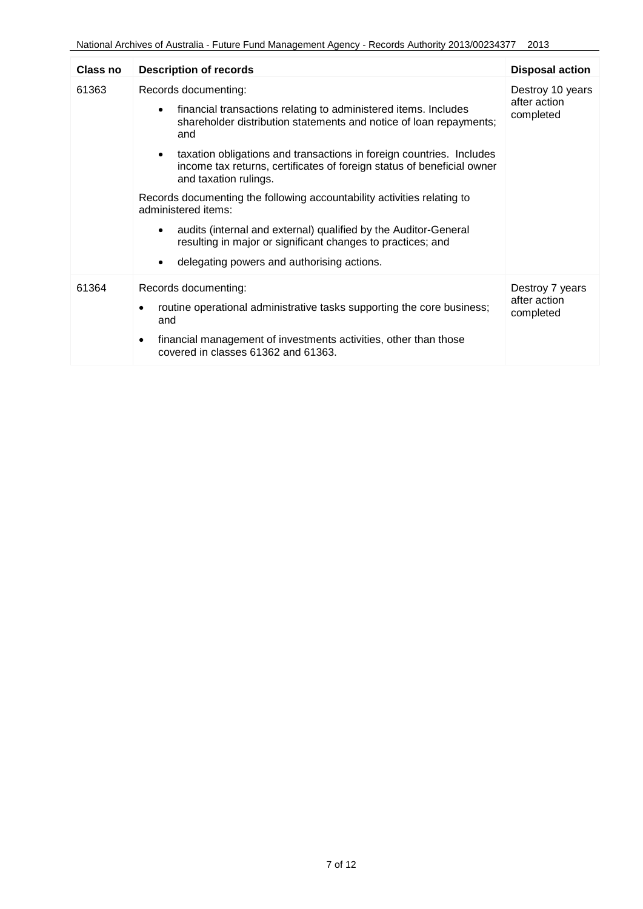| Class no | Description of records | Disposal action |
| --- | --- | --- |
| 61363 | Records documenting:<br><ul><li>financial transactions relating to administered items. Includes shareholder distribution statements and notice of loan repayments; and</li><li>taxation obligations and transactions in foreign countries. Includes income tax returns, certificates of foreign status of beneficial owner and taxation rulings.</li></ul>Records documenting the following accountability activities relating to administered items:<br><ul><li>audits (internal and external) qualified by the Auditor-General resulting in major or significant changes to practices; and</li><li>delegating powers and authorising actions.</li></ul> | Destroy 10 years after action completed |
| 61364 | Records documenting:<br><ul><li>routine operational administrative tasks supporting the core business; and</li><li>financial management of investments activities, other than those covered in classes 61362 and 61363.</li></ul> | Destroy 7 years after action completed |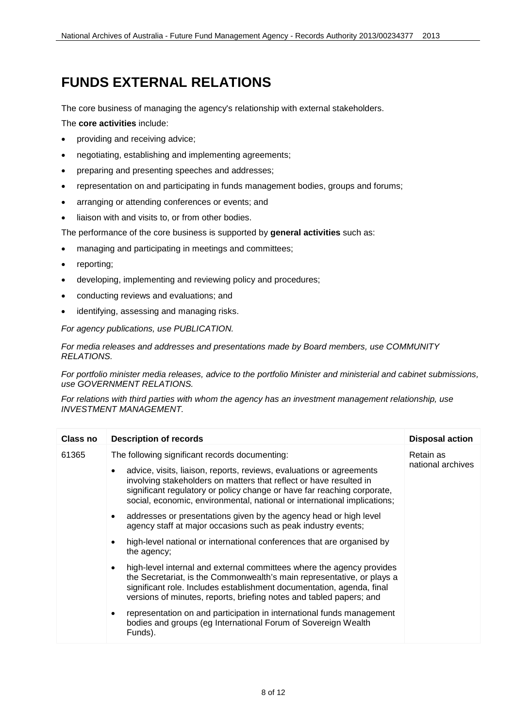# FUNDS EXTERNAL RELATIONS

The core business of managing the agency's relationship with external stakeholders.

The **core activities** include:

- providing and receiving advice;
- negotiating, establishing and implementing agreements;
- preparing and presenting speeches and addresses;
- representation on and participating in funds management bodies, groups and forums;
- arranging or attending conferences or events; and
- liaison with and visits to, or from other bodies.

The performance of the core business is supported by **general activities** such as:

- managing and participating in meetings and committees;
- reporting;
- developing, implementing and reviewing policy and procedures;
- conducting reviews and evaluations; and
- identifying, assessing and managing risks.

*For agency publications, use PUBLICATION.*

*For media releases and addresses and presentations made by Board members, use COMMUNITY RELATIONS.*

*For portfolio minister media releases, advice to the portfolio Minister and ministerial and cabinet submissions, use GOVERNMENT RELATIONS.*

*For relations with third parties with whom the agency has an investment management relationship, use INVESTMENT MANAGEMENT.*

| Class no | Description of records | Disposal action |
|---|---|---|
| 61365 | The following significant records documenting:<br>• advice, visits, liaison, reports, reviews, evaluations or agreements involving stakeholders on matters that reflect or have resulted in significant regulatory or policy change or have far reaching corporate, social, economic, environmental, national or international implications;<br>• addresses or presentations given by the agency head or high level agency staff at major occasions such as peak industry events;<br>• high-level national or international conferences that are organised by the agency;<br>• high-level internal and external committees where the agency provides the Secretariat, is the Commonwealth's main representative, or plays a significant role. Includes establishment documentation, agenda, final versions of minutes, reports, briefing notes and tabled papers; and<br>• representation on and participation in international funds management bodies and groups (eg International Forum of Sovereign Wealth Funds). | Retain as national archives |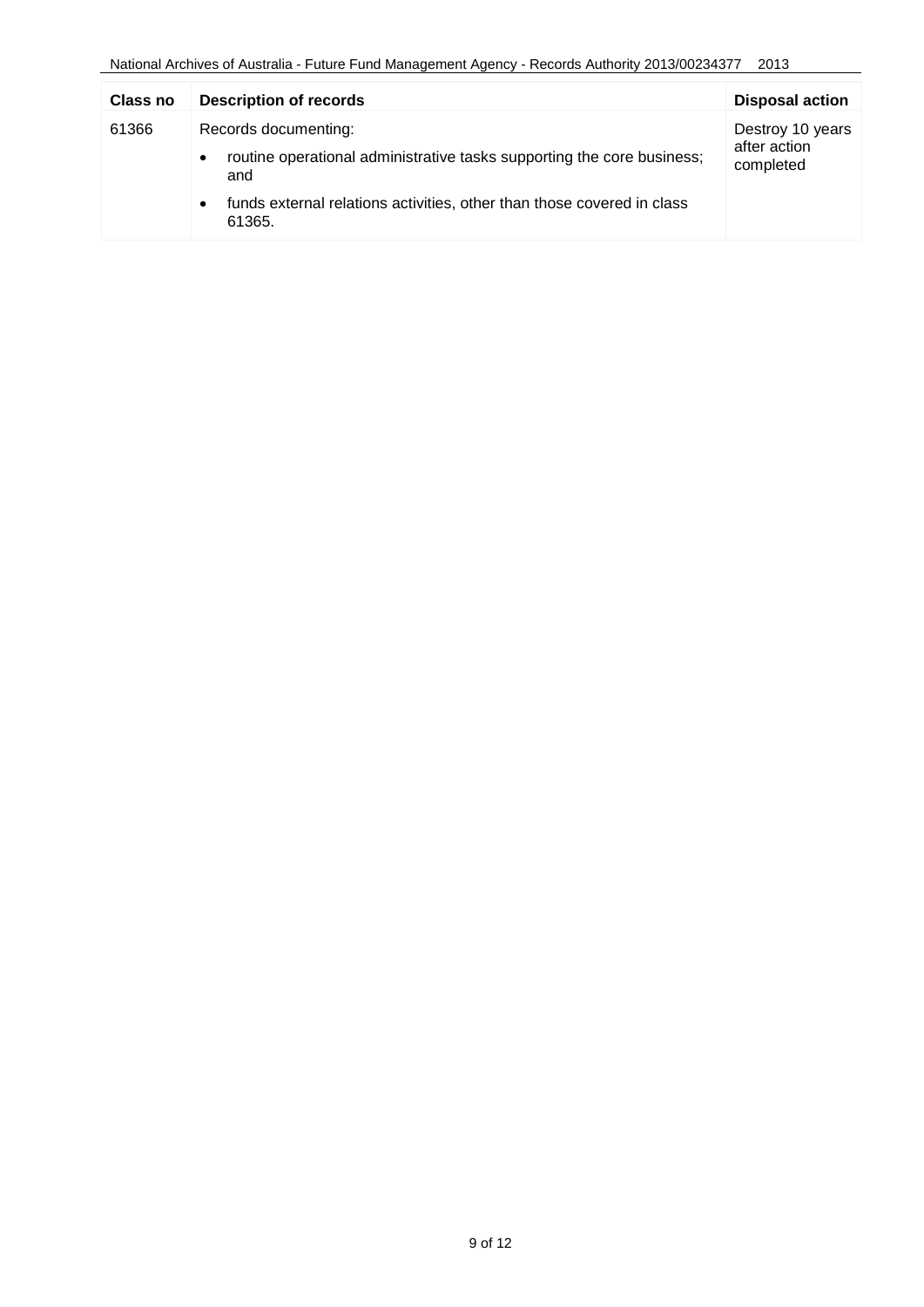| Class no | Description of records | Disposal action |
| --- | --- | --- |
| 61366 | Records documenting:<br>• routine operational administrative tasks supporting the core business; and<br>• funds external relations activities, other than those covered in class 61365. | Destroy 10 years after action completed |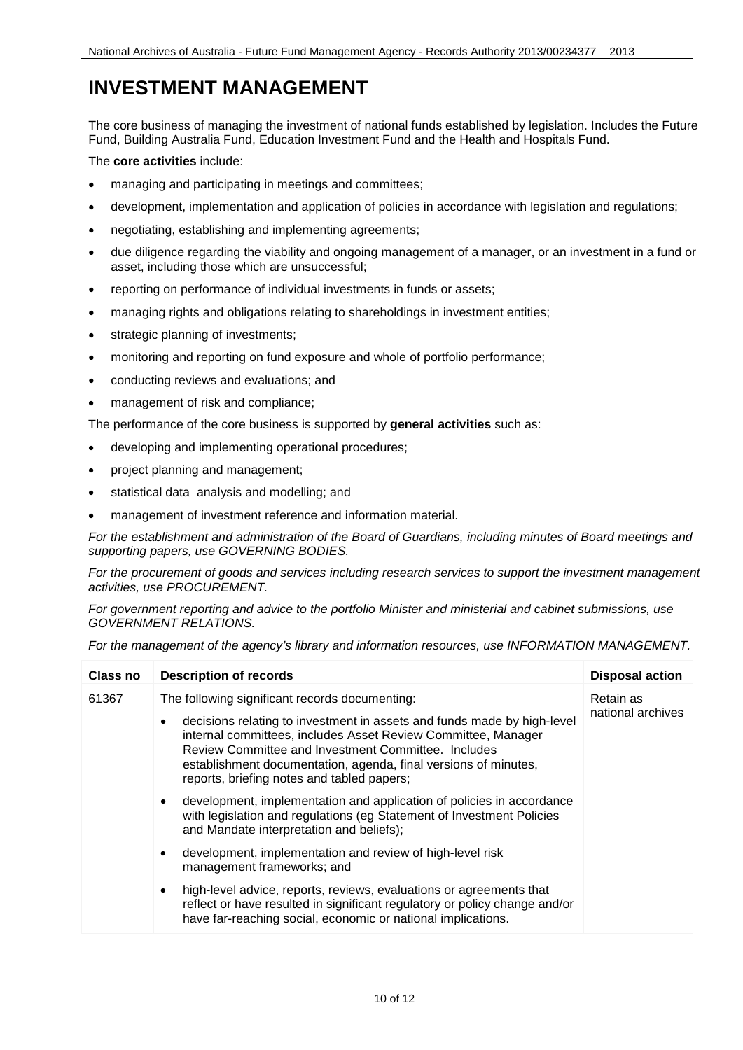# INVESTMENT MANAGEMENT

The core business of managing the investment of national funds established by legislation. Includes the Future Fund, Building Australia Fund, Education Investment Fund and the Health and Hospitals Fund.

The **core activities** include:

- managing and participating in meetings and committees;
- development, implementation and application of policies in accordance with legislation and regulations;
- negotiating, establishing and implementing agreements;
- due diligence regarding the viability and ongoing management of a manager, or an investment in a fund or asset, including those which are unsuccessful;
- reporting on performance of individual investments in funds or assets;
- managing rights and obligations relating to shareholdings in investment entities;
- strategic planning of investments;
- monitoring and reporting on fund exposure and whole of portfolio performance;
- conducting reviews and evaluations; and
- management of risk and compliance;

The performance of the core business is supported by **general activities** such as:

- developing and implementing operational procedures;
- project planning and management;
- statistical data analysis and modelling; and
- management of investment reference and information material.

*For the establishment and administration of the Board of Guardians, including minutes of Board meetings and supporting papers, use GOVERNING BODIES.*

*For the procurement of goods and services including research services to support the investment management activities, use PROCUREMENT.*

*For government reporting and advice to the portfolio Minister and ministerial and cabinet submissions, use GOVERNMENT RELATIONS.*

*For the management of the agency's library and information resources, use INFORMATION MANAGEMENT.*

| Class no | Description of records | Disposal action |
|---|---|---|
| 61367 | The following significant records documenting:<br>• decisions relating to investment in assets and funds made by high-level internal committees, includes Asset Review Committee, Manager Review Committee and Investment Committee. Includes establishment documentation, agenda, final versions of minutes, reports, briefing notes and tabled papers;<br>• development, implementation and application of policies in accordance with legislation and regulations (eg Statement of Investment Policies and Mandate interpretation and beliefs);<br>• development, implementation and review of high-level risk management frameworks; and<br>• high-level advice, reports, reviews, evaluations or agreements that reflect or have resulted in significant regulatory or policy change and/or have far-reaching social, economic or national implications. | Retain as national archives |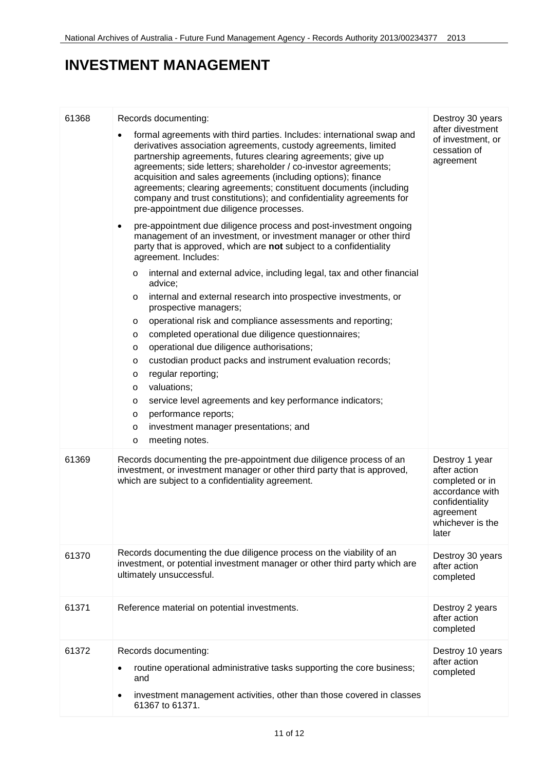# INVESTMENT MANAGEMENT

| | | |
|---|---|---|
| 61368 | Records documenting:<br>• formal agreements with third parties. Includes: international swap and derivatives association agreements, custody agreements, limited partnership agreements, futures clearing agreements; give up agreements; side letters; shareholder / co-investor agreements; acquisition and sales agreements (including options); finance agreements; clearing agreements; constituent documents (including company and trust constitutions); and confidentiality agreements for pre-appointment due diligence processes.<br>• pre-appointment due diligence process and post-investment ongoing management of an investment, or investment manager or other third party that is approved, which are **not** subject to a confidentiality agreement. Includes:<br>o internal and external advice, including legal, tax and other financial advice;<br>o internal and external research into prospective investments, or prospective managers;<br>o operational risk and compliance assessments and reporting;<br>o completed operational due diligence questionnaires;<br>o operational due diligence authorisations;<br>o custodian product packs and instrument evaluation records;<br>o regular reporting;<br>o valuations;<br>o service level agreements and key performance indicators;<br>o performance reports;<br>o investment manager presentations; and<br>o meeting notes. | Destroy 30 years after divestment of investment, or cessation of agreement |
| 61369 | Records documenting the pre-appointment due diligence process of an investment, or investment manager or other third party that is approved, which are subject to a confidentiality agreement. | Destroy 1 year after action completed or in accordance with confidentiality agreement whichever is the later |
| 61370 | Records documenting the due diligence process on the viability of an investment, or potential investment manager or other third party which are ultimately unsuccessful. | Destroy 30 years after action completed |
| 61371 | Reference material on potential investments. | Destroy 2 years after action completed |
| 61372 | Records documenting:<br>• routine operational administrative tasks supporting the core business; and<br>• investment management activities, other than those covered in classes 61367 to 61371. | Destroy 10 years after action completed |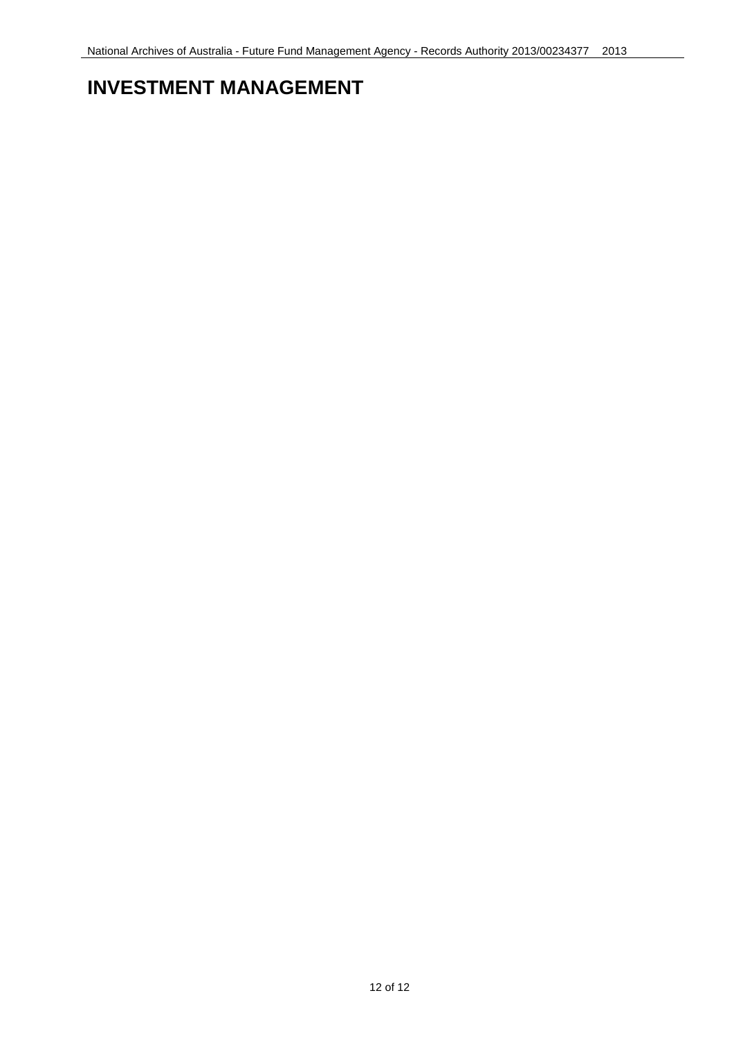# INVESTMENT MANAGEMENT